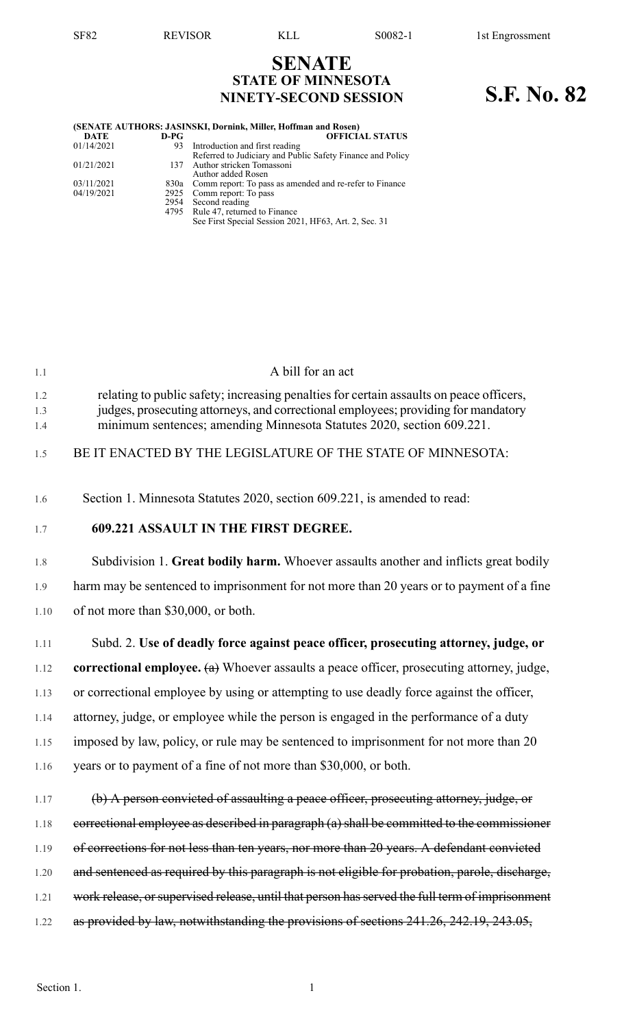# SENATE
## STATE OF MINNESOTA
## NINETY-SECOND SESSION

# S.F. No. 82

**(SENATE AUTHORS: JASINSKI, Dornink, Miller, Hoffman and Rosen)**

| DATE | D-PG | OFFICIAL STATUS |
|---|---|---|
| 01/14/2021 | 93 | Introduction and first reading<br>Referred to Judiciary and Public Safety Finance and Policy |
| 01/21/2021 | 137 | Author stricken Tomassoni<br>Author added Rosen |
| 03/11/2021 | 830a | Comm report: To pass as amended and re-refer to Finance |
| 04/19/2021 | 2925 | Comm report: To pass |
| | 2954 | Second reading |
| | 4795 | Rule 47, returned to Finance<br>See First Special Session 2021, HF63, Art. 2, Sec. 31 |

A bill for an act

relating to public safety; increasing penalties for certain assaults on peace officers, judges, prosecuting attorneys, and correctional employees; providing for mandatory minimum sentences; amending Minnesota Statutes 2020, section 609.221.

BE IT ENACTED BY THE LEGISLATURE OF THE STATE OF MINNESOTA:

Section 1. Minnesota Statutes 2020, section 609.221, is amended to read:

**609.221 ASSAULT IN THE FIRST DEGREE.**

Subdivision 1. **Great bodily harm.** Whoever assaults another and inflicts great bodily harm may be sentenced to imprisonment for not more than 20 years or to payment of a fine of not more than $30,000, or both.

Subd. 2. **Use of deadly force against peace officer, prosecuting attorney, judge, or correctional employee.** ~~(a)~~ Whoever assaults a peace officer, prosecuting attorney, judge, or correctional employee by using or attempting to use deadly force against the officer, attorney, judge, or employee while the person is engaged in the performance of a duty imposed by law, policy, or rule may be sentenced to imprisonment for not more than 20 years or to payment of a fine of not more than $30,000, or both.

~~(b) A person convicted of assaulting a peace officer, prosecuting attorney, judge, or correctional employee as described in paragraph (a) shall be committed to the commissioner of corrections for not less than ten years, nor more than 20 years. A defendant convicted and sentenced as required by this paragraph is not eligible for probation, parole, discharge, work release, or supervised release, until that person has served the full term of imprisonment as provided by law, notwithstanding the provisions of sections 241.26, 242.19, 243.05,~~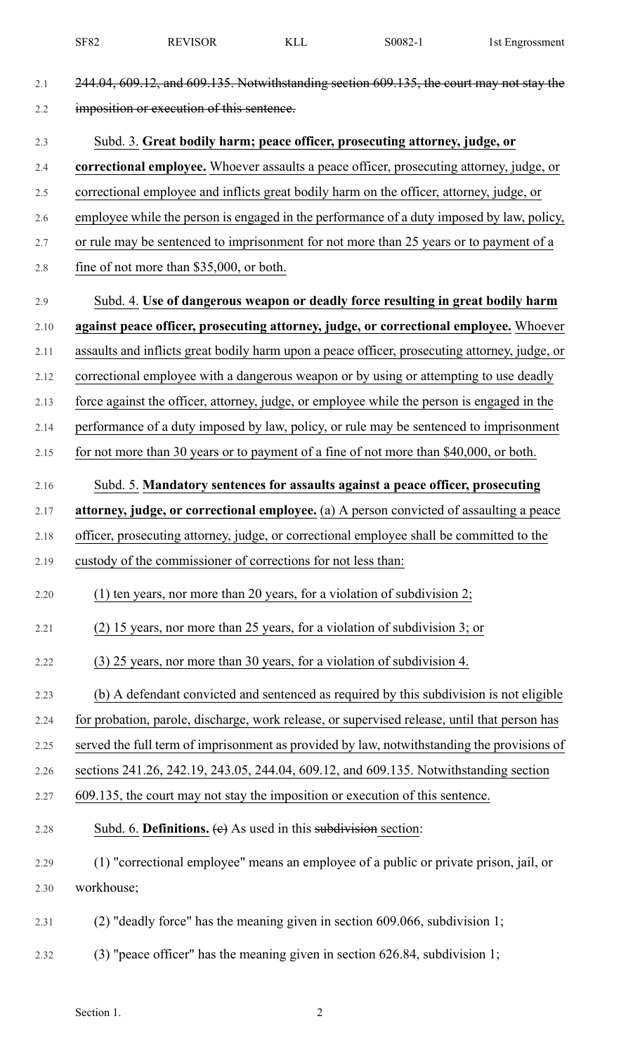~~244.04, 609.12, and 609.135. Notwithstanding section 609.135, the court may not stay the imposition or execution of this sentence.~~

Subd. 3. **Great bodily harm; peace officer, prosecuting attorney, judge, or correctional employee.** Whoever assaults a peace officer, prosecuting attorney, judge, or correctional employee and inflicts great bodily harm on the officer, attorney, judge, or employee while the person is engaged in the performance of a duty imposed by law, policy, or rule may be sentenced to imprisonment for not more than 25 years or to payment of a fine of not more than $35,000, or both.

Subd. 4. **Use of dangerous weapon or deadly force resulting in great bodily harm against peace officer, prosecuting attorney, judge, or correctional employee.** Whoever assaults and inflicts great bodily harm upon a peace officer, prosecuting attorney, judge, or correctional employee with a dangerous weapon or by using or attempting to use deadly force against the officer, attorney, judge, or employee while the person is engaged in the performance of a duty imposed by law, policy, or rule may be sentenced to imprisonment for not more than 30 years or to payment of a fine of not more than $40,000, or both.

Subd. 5. **Mandatory sentences for assaults against a peace officer, prosecuting attorney, judge, or correctional employee.** (a) A person convicted of assaulting a peace officer, prosecuting attorney, judge, or correctional employee shall be committed to the custody of the commissioner of corrections for not less than:

(1) ten years, nor more than 20 years, for a violation of subdivision 2;

(2) 15 years, nor more than 25 years, for a violation of subdivision 3; or

(3) 25 years, nor more than 30 years, for a violation of subdivision 4.

(b) A defendant convicted and sentenced as required by this subdivision is not eligible for probation, parole, discharge, work release, or supervised release, until that person has served the full term of imprisonment as provided by law, notwithstanding the provisions of sections 241.26, 242.19, 243.05, 244.04, 609.12, and 609.135. Notwithstanding section 609.135, the court may not stay the imposition or execution of this sentence.

Subd. 6. **Definitions.** ~~(c)~~ As used in this ~~subdivision~~ section:

(1) "correctional employee" means an employee of a public or private prison, jail, or workhouse;

(2) "deadly force" has the meaning given in section 609.066, subdivision 1;

(3) "peace officer" has the meaning given in section 626.84, subdivision 1;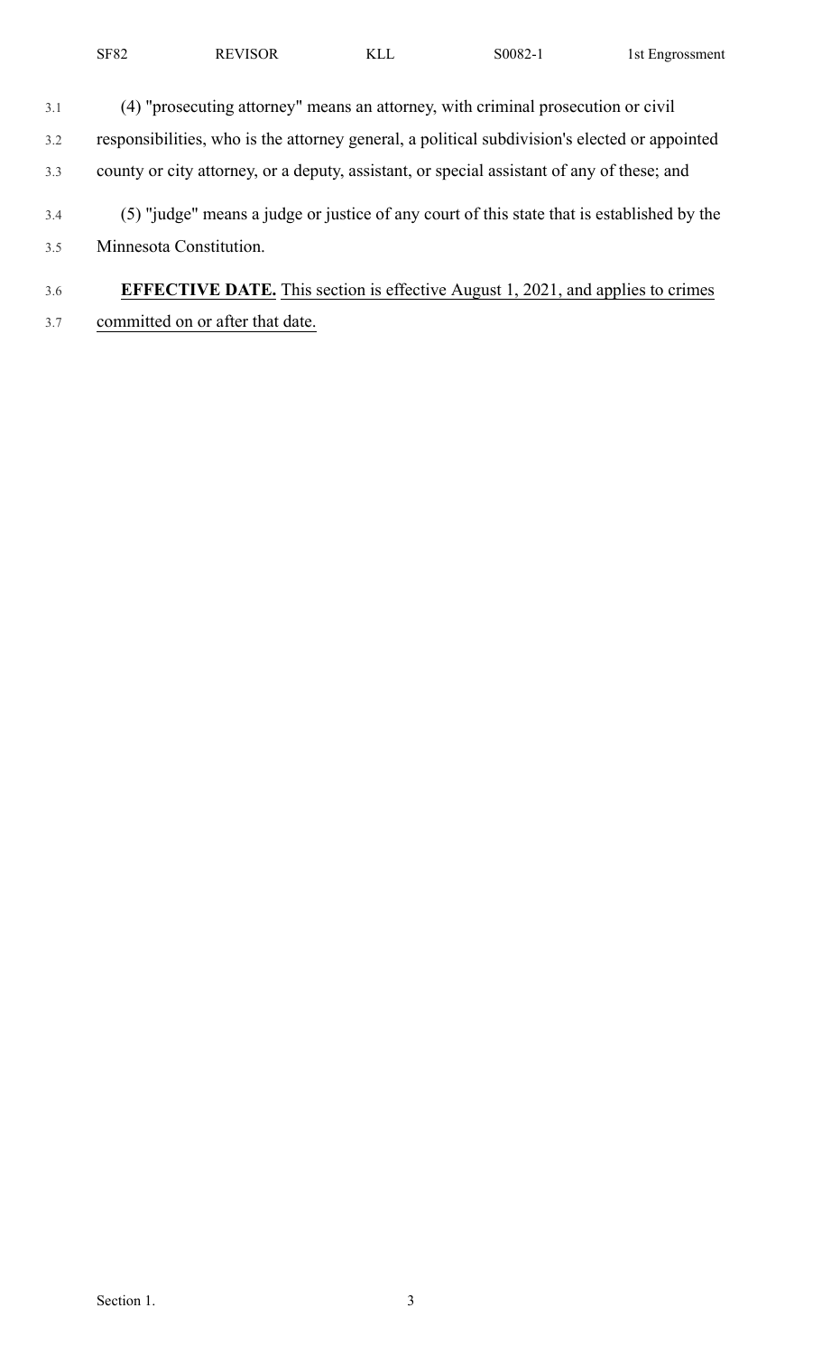(4) "prosecuting attorney" means an attorney, with criminal prosecution or civil responsibilities, who is the attorney general, a political subdivision's elected or appointed county or city attorney, or a deputy, assistant, or special assistant of any of these; and

(5) "judge" means a judge or justice of any court of this state that is established by the Minnesota Constitution.

**EFFECTIVE DATE.** This section is effective August 1, 2021, and applies to crimes committed on or after that date.